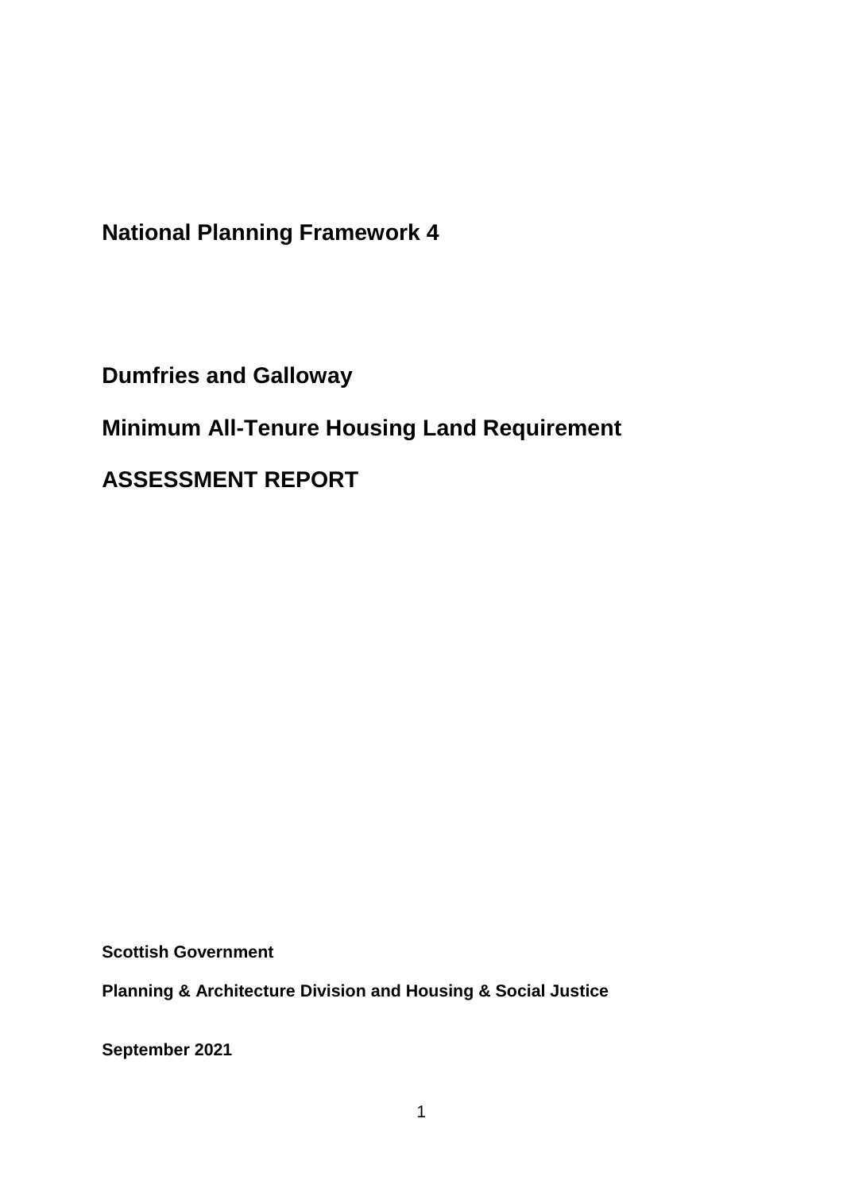# National Planning Framework 4

## Dumfries and Galloway

## Minimum All-Tenure Housing Land Requirement

## ASSESSMENT REPORT

**Scottish Government**

**Planning & Architecture Division and Housing & Social Justice**

**September 2021**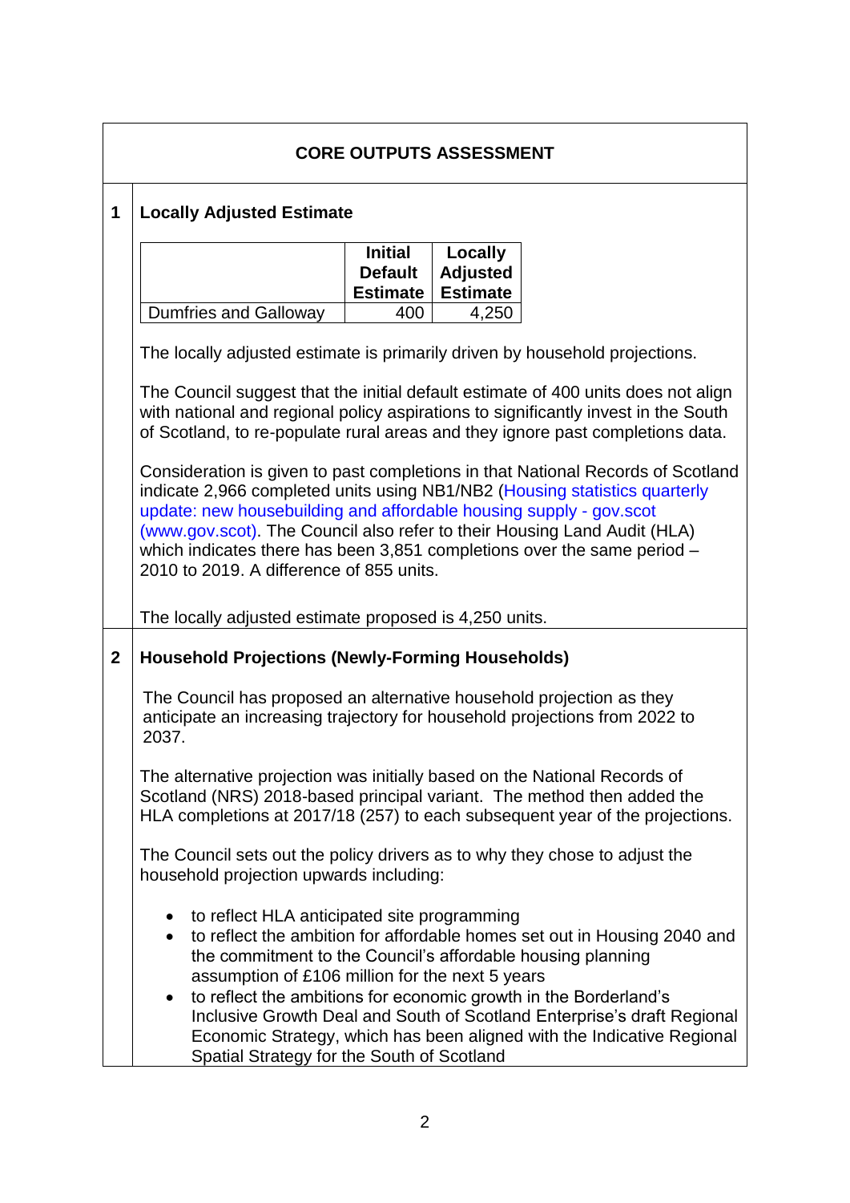## CORE OUTPUTS ASSESSMENT

### 1 Locally Adjusted Estimate

| | Initial Default Estimate | Locally Adjusted Estimate |
|---|---|---|
| Dumfries and Galloway | 400 | 4,250 |

The locally adjusted estimate is primarily driven by household projections.

The Council suggest that the initial default estimate of 400 units does not align with national and regional policy aspirations to significantly invest in the South of Scotland, to re-populate rural areas and they ignore past completions data.

Consideration is given to past completions in that National Records of Scotland indicate 2,966 completed units using NB1/NB2 (Housing statistics quarterly update: new housebuilding and affordable housing supply - gov.scot (www.gov.scot). The Council also refer to their Housing Land Audit (HLA) which indicates there has been 3,851 completions over the same period – 2010 to 2019. A difference of 855 units.

The locally adjusted estimate proposed is 4,250 units.

### 2 Household Projections (Newly-Forming Households)

The Council has proposed an alternative household projection as they anticipate an increasing trajectory for household projections from 2022 to 2037.

The alternative projection was initially based on the National Records of Scotland (NRS) 2018-based principal variant. The method then added the HLA completions at 2017/18 (257) to each subsequent year of the projections.

The Council sets out the policy drivers as to why they chose to adjust the household projection upwards including:

- to reflect HLA anticipated site programming
- to reflect the ambition for affordable homes set out in Housing 2040 and the commitment to the Council's affordable housing planning assumption of £106 million for the next 5 years
- to reflect the ambitions for economic growth in the Borderland's Inclusive Growth Deal and South of Scotland Enterprise's draft Regional Economic Strategy, which has been aligned with the Indicative Regional Spatial Strategy for the South of Scotland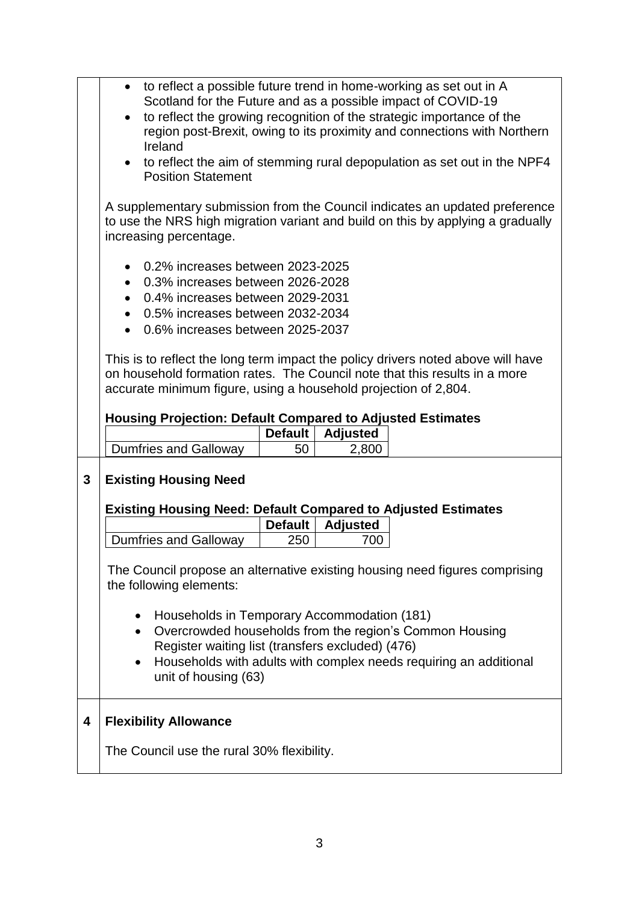- to reflect a possible future trend in home-working as set out in A Scotland for the Future and as a possible impact of COVID-19
- to reflect the growing recognition of the strategic importance of the region post-Brexit, owing to its proximity and connections with Northern Ireland
- to reflect the aim of stemming rural depopulation as set out in the NPF4 Position Statement

A supplementary submission from the Council indicates an updated preference to use the NRS high migration variant and build on this by applying a gradually increasing percentage.

- 0.2% increases between 2023-2025
- 0.3% increases between 2026-2028
- 0.4% increases between 2029-2031
- 0.5% increases between 2032-2034
- 0.6% increases between 2025-2037

This is to reflect the long term impact the policy drivers noted above will have on household formation rates. The Council note that this results in a more accurate minimum figure, using a household projection of 2,804.

**Housing Projection: Default Compared to Adjusted Estimates**

| | Default | Adjusted |
|---|---|---|
| Dumfries and Galloway | 50 | 2,800 |

## 3 Existing Housing Need

**Existing Housing Need: Default Compared to Adjusted Estimates**

| | Default | Adjusted |
|---|---|---|
| Dumfries and Galloway | 250 | 700 |

The Council propose an alternative existing housing need figures comprising the following elements:

- Households in Temporary Accommodation (181)
- Overcrowded households from the region's Common Housing Register waiting list (transfers excluded) (476)
- Households with adults with complex needs requiring an additional unit of housing (63)

## 4 Flexibility Allowance

The Council use the rural 30% flexibility.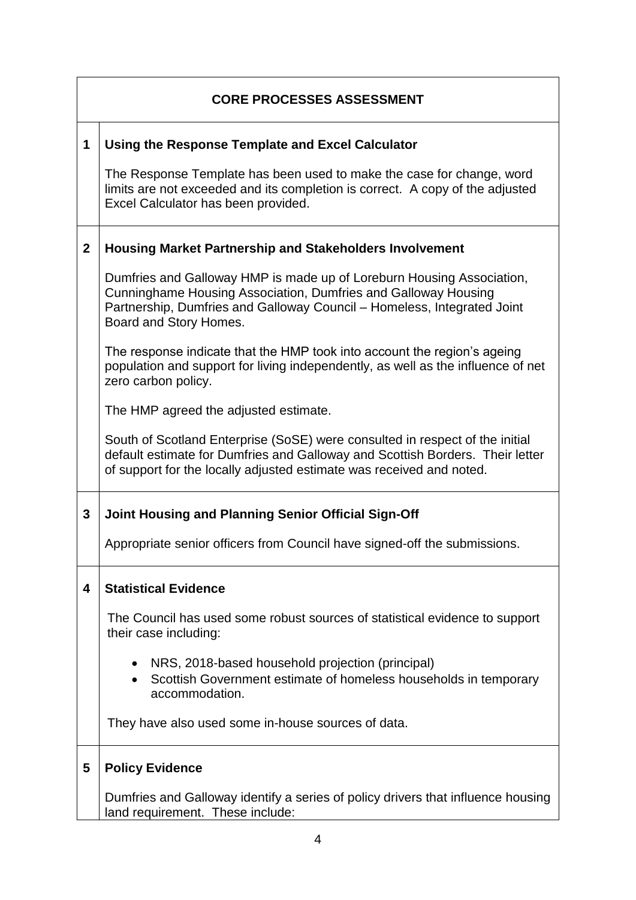## CORE PROCESSES ASSESSMENT

### 1 Using the Response Template and Excel Calculator

The Response Template has been used to make the case for change, word limits are not exceeded and its completion is correct. A copy of the adjusted Excel Calculator has been provided.

### 2 Housing Market Partnership and Stakeholders Involvement

Dumfries and Galloway HMP is made up of Loreburn Housing Association, Cunninghame Housing Association, Dumfries and Galloway Housing Partnership, Dumfries and Galloway Council – Homeless, Integrated Joint Board and Story Homes.

The response indicate that the HMP took into account the region's ageing population and support for living independently, as well as the influence of net zero carbon policy.

The HMP agreed the adjusted estimate.

South of Scotland Enterprise (SoSE) were consulted in respect of the initial default estimate for Dumfries and Galloway and Scottish Borders. Their letter of support for the locally adjusted estimate was received and noted.

### 3 Joint Housing and Planning Senior Official Sign-Off

Appropriate senior officers from Council have signed-off the submissions.

### 4 Statistical Evidence

The Council has used some robust sources of statistical evidence to support their case including:

- NRS, 2018-based household projection (principal)
- Scottish Government estimate of homeless households in temporary accommodation.

They have also used some in-house sources of data.

### 5 Policy Evidence

Dumfries and Galloway identify a series of policy drivers that influence housing land requirement. These include: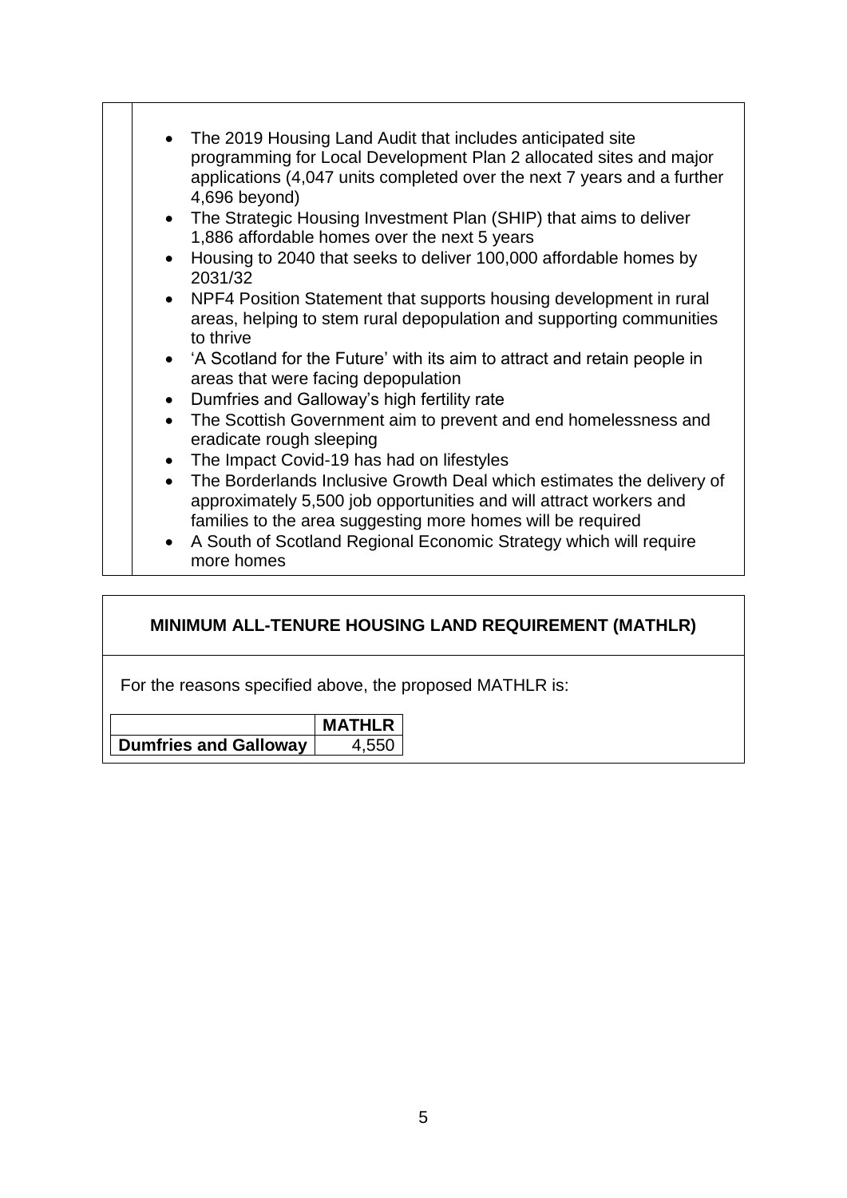- The 2019 Housing Land Audit that includes anticipated site programming for Local Development Plan 2 allocated sites and major applications (4,047 units completed over the next 7 years and a further 4,696 beyond)
- The Strategic Housing Investment Plan (SHIP) that aims to deliver 1,886 affordable homes over the next 5 years
- Housing to 2040 that seeks to deliver 100,000 affordable homes by 2031/32
- NPF4 Position Statement that supports housing development in rural areas, helping to stem rural depopulation and supporting communities to thrive
- 'A Scotland for the Future' with its aim to attract and retain people in areas that were facing depopulation
- Dumfries and Galloway's high fertility rate
- The Scottish Government aim to prevent and end homelessness and eradicate rough sleeping
- The Impact Covid-19 has had on lifestyles
- The Borderlands Inclusive Growth Deal which estimates the delivery of approximately 5,500 job opportunities and will attract workers and families to the area suggesting more homes will be required
- A South of Scotland Regional Economic Strategy which will require more homes

## MINIMUM ALL-TENURE HOUSING LAND REQUIREMENT (MATHLR)

For the reasons specified above, the proposed MATHLR is:

| | **MATHLR** |
|---|---|
| **Dumfries and Galloway** | 4,550 |